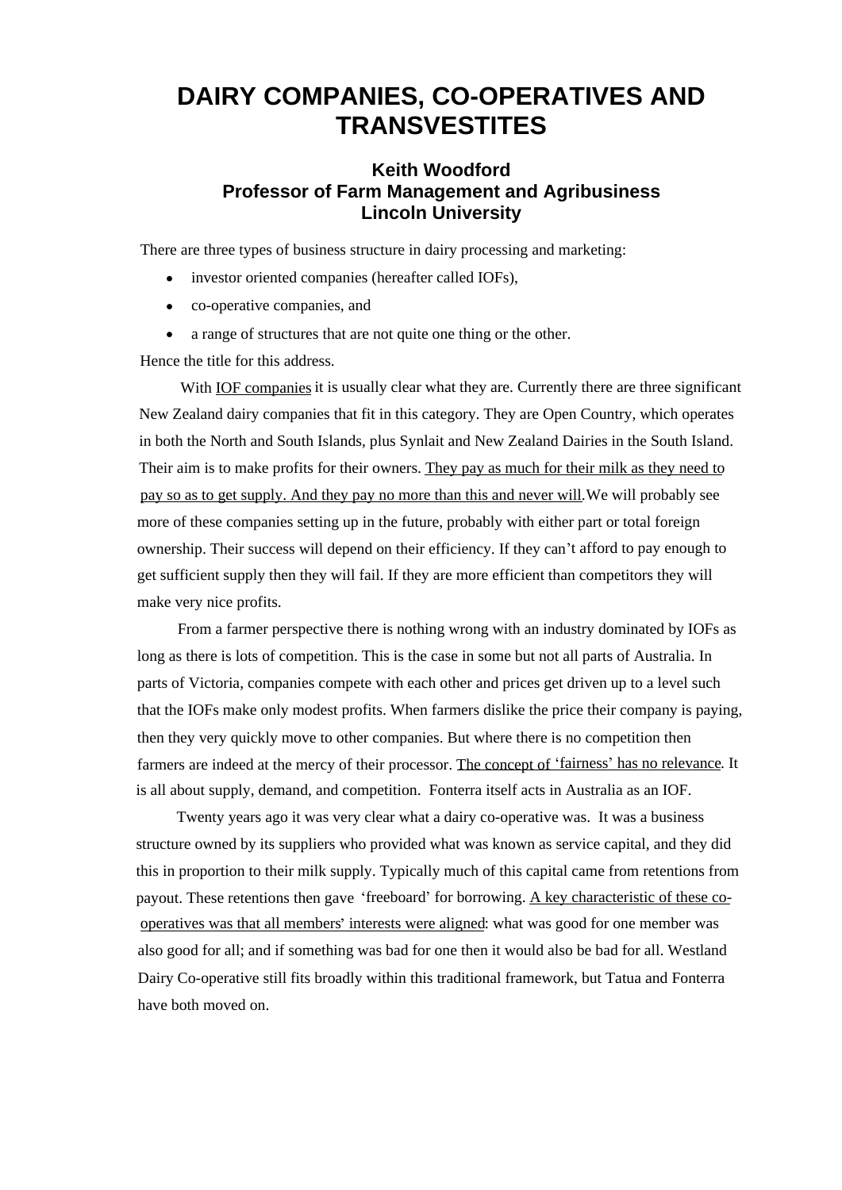# DAIRY COMPANIES, CO-OPERATIVES AND TRANSVESTITES

**Keith Woodford**
**Professor of Farm Management and Agribusiness**
**Lincoln University**

There are three types of business structure in dairy processing and marketing:

- investor oriented companies (hereafter called IOFs),
- co-operative companies, and
- a range of structures that are not quite one thing or the other.

Hence the title for this address.

With IOF companies it is usually clear what they are. Currently there are three significant New Zealand dairy companies that fit in this category. They are Open Country, which operates in both the North and South Islands, plus Synlait and New Zealand Dairies in the South Island. Their aim is to make profits for their owners. They pay as much for their milk as they need to pay so as to get supply. And they pay no more than this and never will. We will probably see more of these companies setting up in the future, probably with either part or total foreign ownership. Their success will depend on their efficiency. If they can't afford to pay enough to get sufficient supply then they will fail. If they are more efficient than competitors they will make very nice profits.

From a farmer perspective there is nothing wrong with an industry dominated by IOFs as long as there is lots of competition. This is the case in some but not all parts of Australia. In parts of Victoria, companies compete with each other and prices get driven up to a level such that the IOFs make only modest profits. When farmers dislike the price their company is paying, then they very quickly move to other companies. But where there is no competition then farmers are indeed at the mercy of their processor. The concept of 'fairness' has no relevance. It is all about supply, demand, and competition. Fonterra itself acts in Australia as an IOF.

Twenty years ago it was very clear what a dairy co-operative was. It was a business structure owned by its suppliers who provided what was known as service capital, and they did this in proportion to their milk supply. Typically much of this capital came from retentions from payout. These retentions then gave 'freeboard' for borrowing. A key characteristic of these co-operatives was that all members' interests were aligned: what was good for one member was also good for all; and if something was bad for one then it would also be bad for all. Westland Dairy Co-operative still fits broadly within this traditional framework, but Tatua and Fonterra have both moved on.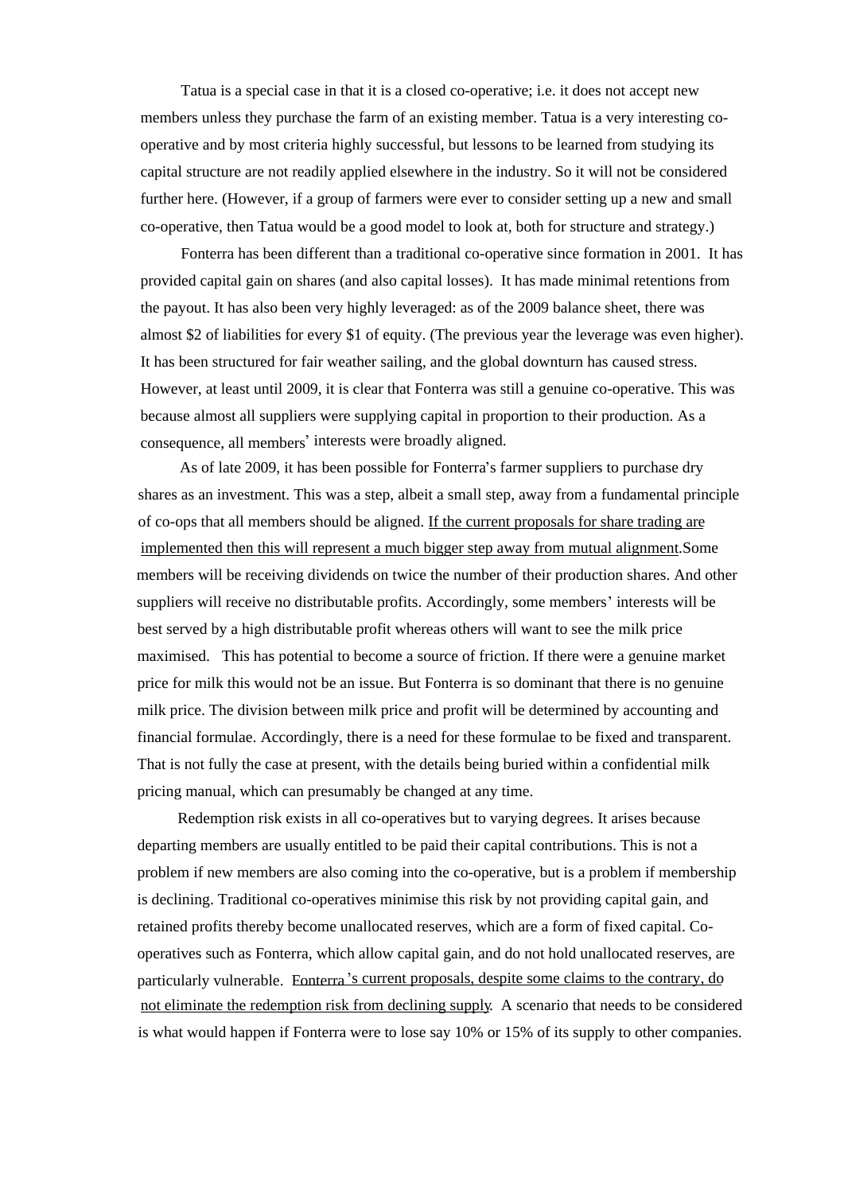Tatua is a special case in that it is a closed co-operative; i.e. it does not accept new members unless they purchase the farm of an existing member. Tatua is a very interesting co-operative and by most criteria highly successful, but lessons to be learned from studying its capital structure are not readily applied elsewhere in the industry. So it will not be considered further here. (However, if a group of farmers were ever to consider setting up a new and small co-operative, then Tatua would be a good model to look at, both for structure and strategy.)

Fonterra has been different than a traditional co-operative since formation in 2001. It has provided capital gain on shares (and also capital losses). It has made minimal retentions from the payout. It has also been very highly leveraged: as of the 2009 balance sheet, there was almost $2 of liabilities for every $1 of equity. (The previous year the leverage was even higher). It has been structured for fair weather sailing, and the global downturn has caused stress. However, at least until 2009, it is clear that Fonterra was still a genuine co-operative. This was because almost all suppliers were supplying capital in proportion to their production. As a consequence, all members' interests were broadly aligned.

As of late 2009, it has been possible for Fonterra's farmer suppliers to purchase dry shares as an investment. This was a step, albeit a small step, away from a fundamental principle of co-ops that all members should be aligned. <u>If the current proposals for share trading are implemented then this will represent a much bigger step away from mutual alignment</u>. Some members will be receiving dividends on twice the number of their production shares. And other suppliers will receive no distributable profits. Accordingly, some members' interests will be best served by a high distributable profit whereas others will want to see the milk price maximised. This has potential to become a source of friction. If there were a genuine market price for milk this would not be an issue. But Fonterra is so dominant that there is no genuine milk price. The division between milk price and profit will be determined by accounting and financial formulae. Accordingly, there is a need for these formulae to be fixed and transparent. That is not fully the case at present, with the details being buried within a confidential milk pricing manual, which can presumably be changed at any time.

Redemption risk exists in all co-operatives but to varying degrees. It arises because departing members are usually entitled to be paid their capital contributions. This is not a problem if new members are also coming into the co-operative, but is a problem if membership is declining. Traditional co-operatives minimise this risk by not providing capital gain, and retained profits thereby become unallocated reserves, which are a form of fixed capital. Co-operatives such as Fonterra, which allow capital gain, and do not hold unallocated reserves, are particularly vulnerable. <u>Fonterra's current proposals, despite some claims to the contrary, do not eliminate the redemption risk from declining supply</u>. A scenario that needs to be considered is what would happen if Fonterra were to lose say 10% or 15% of its supply to other companies.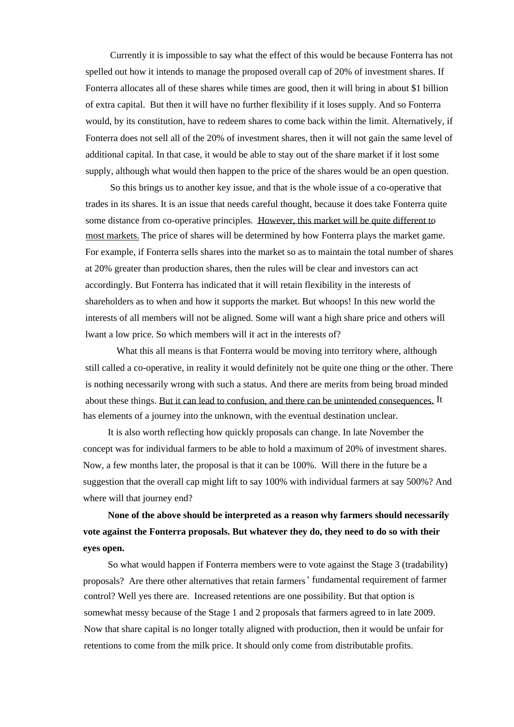Currently it is impossible to say what the effect of this would be because Fonterra has not spelled out how it intends to manage the proposed overall cap of 20% of investment shares. If Fonterra allocates all of these shares while times are good, then it will bring in about $1 billion of extra capital. But then it will have no further flexibility if it loses supply. And so Fonterra would, by its constitution, have to redeem shares to come back within the limit. Alternatively, if Fonterra does not sell all of the 20% of investment shares, then it will not gain the same level of additional capital. In that case, it would be able to stay out of the share market if it lost some supply, although what would then happen to the price of the shares would be an open question.

So this brings us to another key issue, and that is the whole issue of a co-operative that trades in its shares. It is an issue that needs careful thought, because it does take Fonterra quite some distance from co-operative principles. <u>However, this market will be quite different to most markets.</u> The price of shares will be determined by how Fonterra plays the market game. For example, if Fonterra sells shares into the market so as to maintain the total number of shares at 20% greater than production shares, then the rules will be clear and investors can act accordingly. But Fonterra has indicated that it will retain flexibility in the interests of shareholders as to when and how it supports the market. But whoops! In this new world the interests of all members will not be aligned. Some will want a high share price and others will lwant a low price. So which members will it act in the interests of?

What this all means is that Fonterra would be moving into territory where, although still called a co-operative, in reality it would definitely not be quite one thing or the other. There is nothing necessarily wrong with such a status. And there are merits from being broad minded about these things. <u>But it can lead to confusion, and there can be unintended consequences.</u> It has elements of a journey into the unknown, with the eventual destination unclear.

It is also worth reflecting how quickly proposals can change. In late November the concept was for individual farmers to be able to hold a maximum of 20% of investment shares. Now, a few months later, the proposal is that it can be 100%. Will there in the future be a suggestion that the overall cap might lift to say 100% with individual farmers at say 500%? And where will that journey end?

**None of the above should be interpreted as a reason why farmers should necessarily vote against the Fonterra proposals. But whatever they do, they need to do so with their eyes open.**

So what would happen if Fonterra members were to vote against the Stage 3 (tradability) proposals? Are there other alternatives that retain farmers' fundamental requirement of farmer control? Well yes there are. Increased retentions are one possibility. But that option is somewhat messy because of the Stage 1 and 2 proposals that farmers agreed to in late 2009. Now that share capital is no longer totally aligned with production, then it would be unfair for retentions to come from the milk price. It should only come from distributable profits.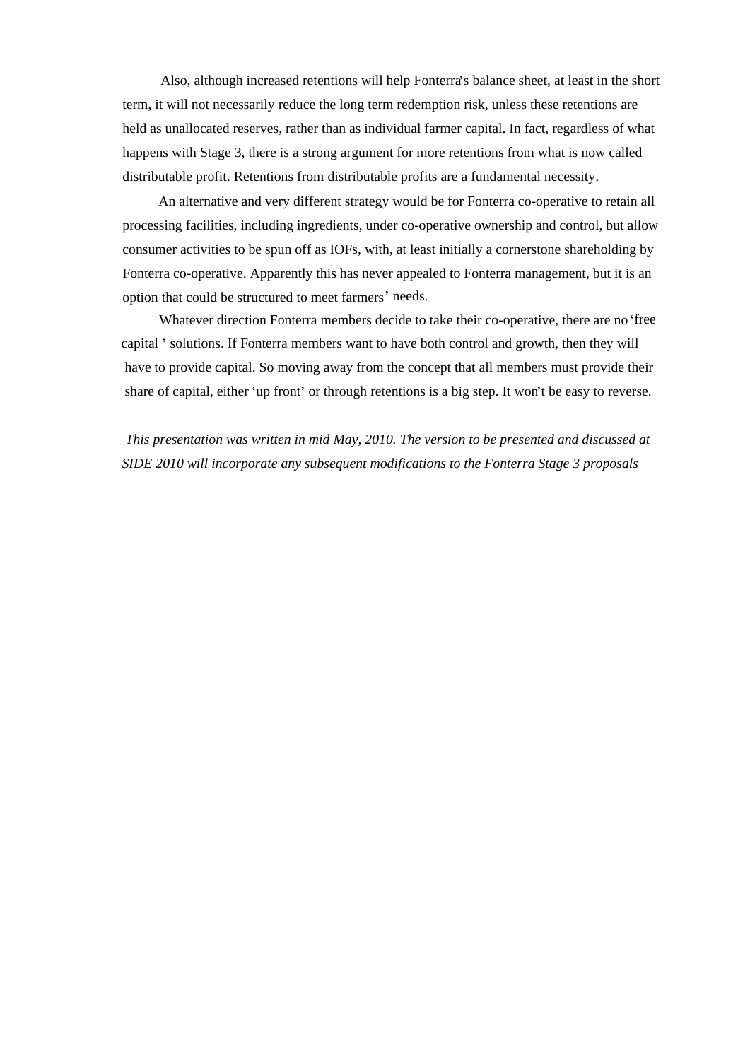Also, although increased retentions will help Fonterra's balance sheet, at least in the short term, it will not necessarily reduce the long term redemption risk, unless these retentions are held as unallocated reserves, rather than as individual farmer capital. In fact, regardless of what happens with Stage 3, there is a strong argument for more retentions from what is now called distributable profit. Retentions from distributable profits are a fundamental necessity.

An alternative and very different strategy would be for Fonterra co-operative to retain all processing facilities, including ingredients, under co-operative ownership and control, but allow consumer activities to be spun off as IOFs, with, at least initially a cornerstone shareholding by Fonterra co-operative. Apparently this has never appealed to Fonterra management, but it is an option that could be structured to meet farmers' needs.

Whatever direction Fonterra members decide to take their co-operative, there are no 'free capital' solutions. If Fonterra members want to have both control and growth, then they will have to provide capital. So moving away from the concept that all members must provide their share of capital, either 'up front' or through retentions is a big step. It won't be easy to reverse.

*This presentation was written in mid May, 2010. The version to be presented and discussed at SIDE 2010 will incorporate any subsequent modifications to the Fonterra Stage 3 proposals*